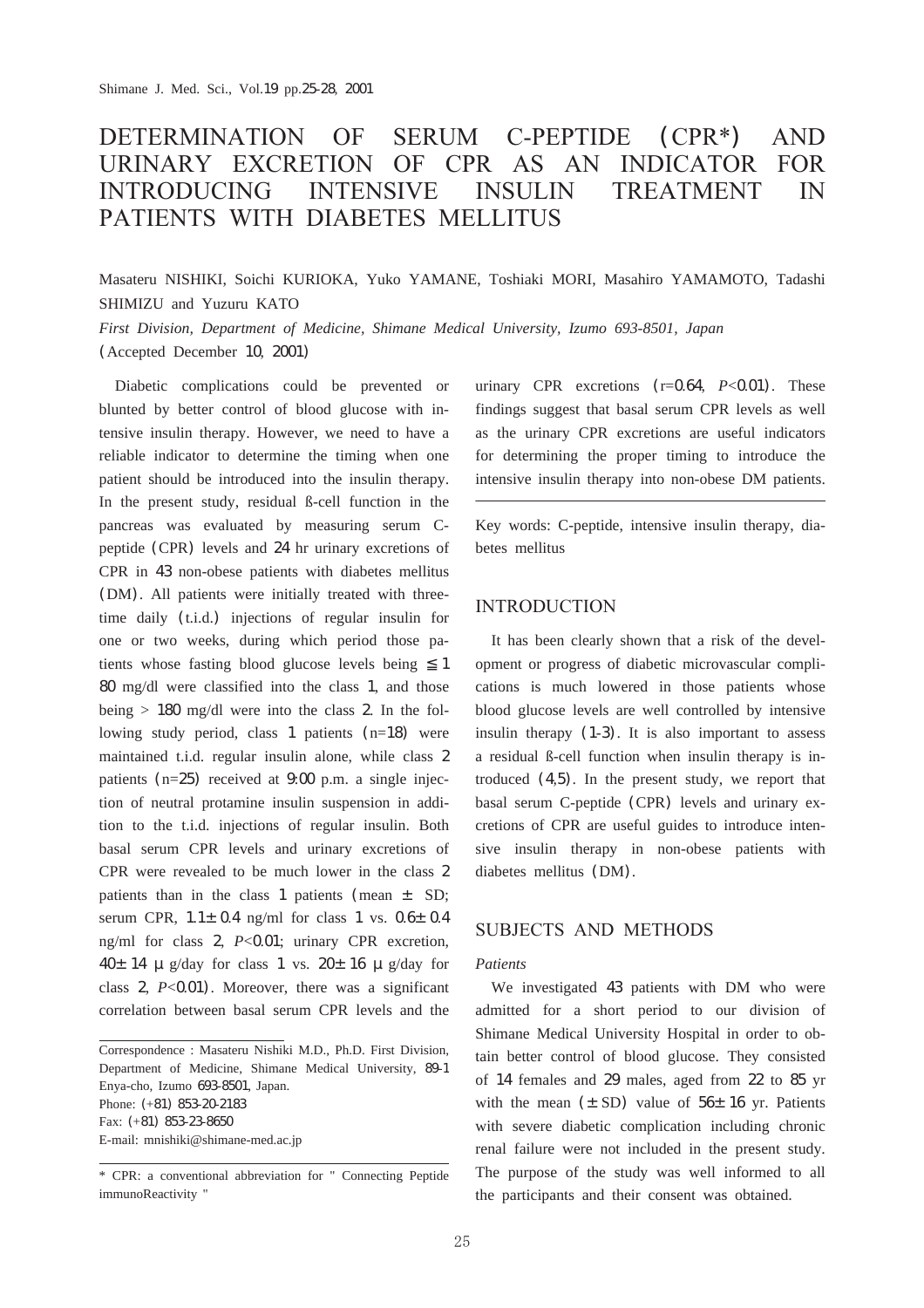# DETERMINATION OF SERUM C-PEPTIDE (CPR*) AND URINARY EXCRETION OF CPR AS AN INDICATOR FOR INTRODUCING INTENSIVE INSULIN TREATMENT IN PATIENTS WITH DIABETES MELLITUS

Masateru NISHIKI, Soichi KURIOKA, Yuko YAMANE, Toshiaki MORI, Masahiro YAMAMOTO, Tadashi SHIMIZU and Yuzuru KATO

*First Division, Department of Medicine, Shimane Medical University, Izumo 693-8501, Japan*

(Accepted December 10, 2001)

Diabetic complications could be prevented or blunted by better control of blood glucose with intensive insulin therapy. However, we need to have a reliable indicator to determine the timing when one patient should be introduced into the insulin therapy. In the present study, residual ß-cell function in the pancreas was evaluated by measuring serum C-peptide (CPR) levels and 24 hr urinary excretions of CPR in 43 non-obese patients with diabetes mellitus (DM). All patients were initially treated with three-time daily (t.i.d.) injections of regular insulin for one or two weeks, during which period those patients whose fasting blood glucose levels being $\leqq$ 180 mg/dl were classified into the class 1, and those being > 180 mg/dl were into the class 2. In the following study period, class 1 patients (n=18) were maintained t.i.d. regular insulin alone, while class 2 patients (n=25) received at 9:00 p.m. a single injection of neutral protamine insulin suspension in addition to the t.i.d. injections of regular insulin. Both basal serum CPR levels and urinary excretions of CPR were revealed to be much lower in the class 2 patients than in the class 1 patients (mean $\pm$ SD; serum CPR, $1.1 \pm 0.4$ ng/ml for class 1 vs. $0.6 \pm 0.4$ ng/ml for class 2, $P<0.01$; urinary CPR excretion, $40 \pm 14$ $\mu$g/day for class 1 vs. $20 \pm 16$ $\mu$g/day for class 2, $P<0.01$). Moreover, there was a significant correlation between basal serum CPR levels and the urinary CPR excretions ($r=0.64$, $P<0.01$). These findings suggest that basal serum CPR levels as well as the urinary CPR excretions are useful indicators for determining the proper timing to introduce the intensive insulin therapy into non-obese DM patients.

Key words: C-peptide, intensive insulin therapy, diabetes mellitus

## INTRODUCTION

It has been clearly shown that a risk of the development or progress of diabetic microvascular complications is much lowered in those patients whose blood glucose levels are well controlled by intensive insulin therapy (1-3). It is also important to assess a residual ß-cell function when insulin therapy is introduced (4,5). In the present study, we report that basal serum C-peptide (CPR) levels and urinary excretions of CPR are useful guides to introduce intensive insulin therapy in non-obese patients with diabetes mellitus (DM).

## SUBJECTS AND METHODS

### *Patients*

We investigated 43 patients with DM who were admitted for a short period to our division of Shimane Medical University Hospital in order to obtain better control of blood glucose. They consisted of 14 females and 29 males, aged from 22 to 85 yr with the mean ($\pm$ SD) value of $56 \pm 16$ yr. Patients with severe diabetic complication including chronic renal failure were not included in the present study. The purpose of the study was well informed to all the participants and their consent was obtained.

---

Correspondence : Masateru Nishiki M.D., Ph.D. First Division, Department of Medicine, Shimane Medical University, 89-1 Enya-cho, Izumo 693-8501, Japan.
Phone: (+81) 853-20-2183
Fax: (+81) 853-23-8650
E-mail: mnishiki@shimane-med.ac.jp

\* CPR: a conventional abbreviation for " Connecting Peptide immunoReactivity "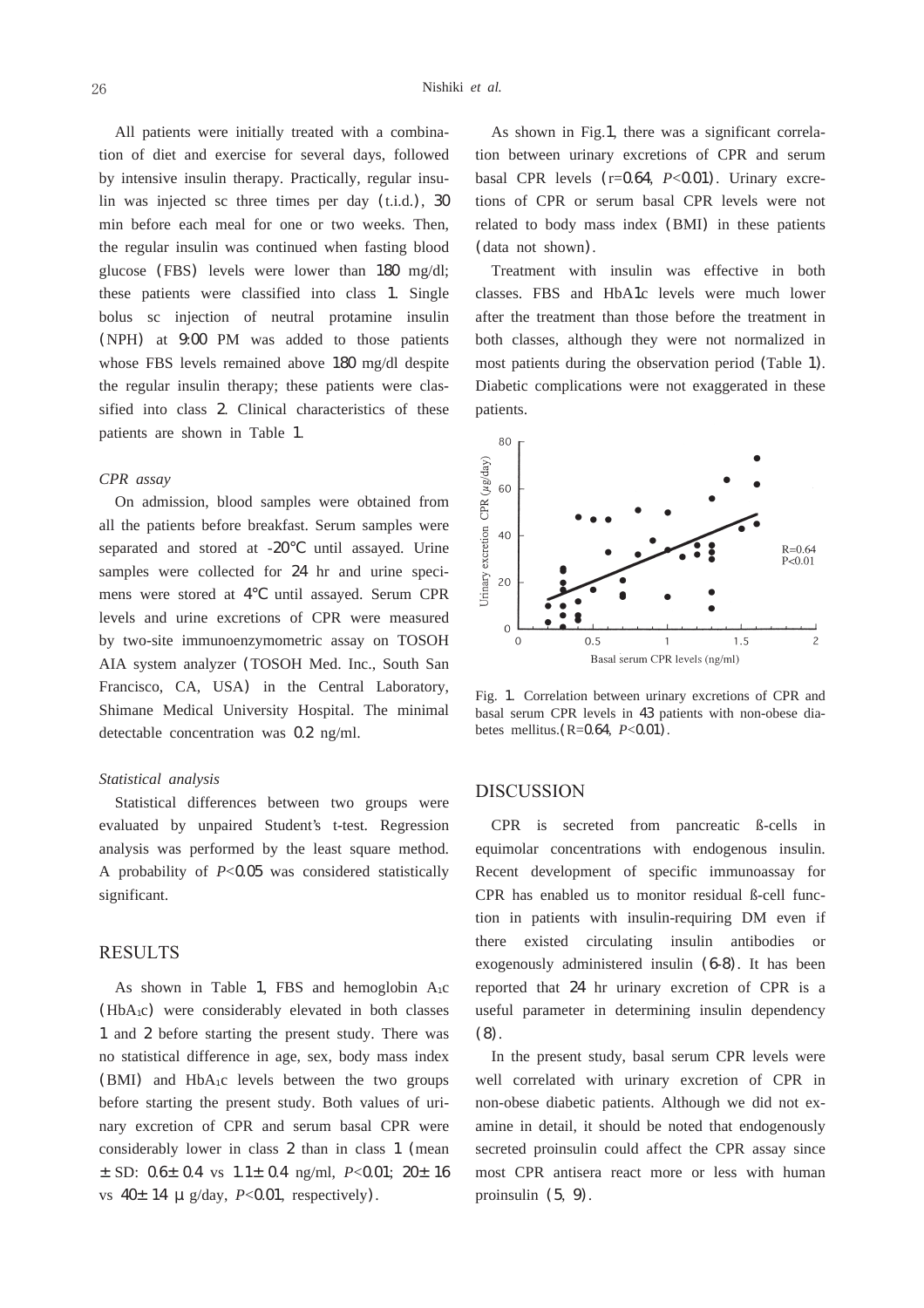All patients were initially treated with a combination of diet and exercise for several days, followed by intensive insulin therapy. Practically, regular insulin was injected sc three times per day (t.i.d.), 30 min before each meal for one or two weeks. Then, the regular insulin was continued when fasting blood glucose (FBS) levels were lower than 180 mg/dl; these patients were classified into class 1. Single bolus sc injection of neutral protamine insulin (NPH) at 9:00 PM was added to those patients whose FBS levels remained above 180 mg/dl despite the regular insulin therapy; these patients were classified into class 2. Clinical characteristics of these patients are shown in Table 1.

### *CPR assay*

On admission, blood samples were obtained from all the patients before breakfast. Serum samples were separated and stored at -20℃ until assayed. Urine samples were collected for 24 hr and urine specimens were stored at 4℃ until assayed. Serum CPR levels and urine excretions of CPR were measured by two-site immunoenzymometric assay on TOSOH AIA system analyzer (TOSOH Med. Inc., South San Francisco, CA, USA) in the Central Laboratory, Shimane Medical University Hospital. The minimal detectable concentration was 0.2 ng/ml.

### *Statistical analysis*

Statistical differences between two groups were evaluated by unpaired Student's t-test. Regression analysis was performed by the least square method. A probability of $P<0.05$ was considered statistically significant.

## RESULTS

As shown in Table 1, FBS and hemoglobin $A_1c$ ($HbA_1c$) were considerably elevated in both classes 1 and 2 before starting the present study. There was no statistical difference in age, sex, body mass index (BMI) and $HbA_1c$ levels between the two groups before starting the present study. Both values of urinary excretion of CPR and serum basal CPR were considerably lower in class 2 than in class 1 (mean ± SD: 0.6± 0.4 vs 1.1± 0.4 ng/ml, $P<0.01$; 20± 16 vs 40± 14 μ g/day, $P<0.01$, respectively).

As shown in Fig.1, there was a significant correlation between urinary excretions of CPR and serum basal CPR levels ($r=0.64$, $P<0.01$). Urinary excretions of CPR or serum basal CPR levels were not related to body mass index (BMI) in these patients (data not shown).

Treatment with insulin was effective in both classes. FBS and HbA1c levels were much lower after the treatment than those before the treatment in both classes, although they were not normalized in most patients during the observation period (Table 1). Diabetic complications were not exaggerated in these patients.

Fig. 1. Correlation between urinary excretions of CPR and basal serum CPR levels in 43 patients with non-obese diabetes mellitus. ($R=0.64$, $P<0.01$).

## DISCUSSION

CPR is secreted from pancreatic ß-cells in equimolar concentrations with endogenous insulin. Recent development of specific immunoassay for CPR has enabled us to monitor residual ß-cell function in patients with insulin-requiring DM even if there existed circulating insulin antibodies or exogenously administered insulin (6-8). It has been reported that 24 hr urinary excretion of CPR is a useful parameter in determining insulin dependency (8).

In the present study, basal serum CPR levels were well correlated with urinary excretion of CPR in non-obese diabetic patients. Although we did not examine in detail, it should be noted that endogenously secreted proinsulin could affect the CPR assay since most CPR antisera react more or less with human proinsulin (5, 9).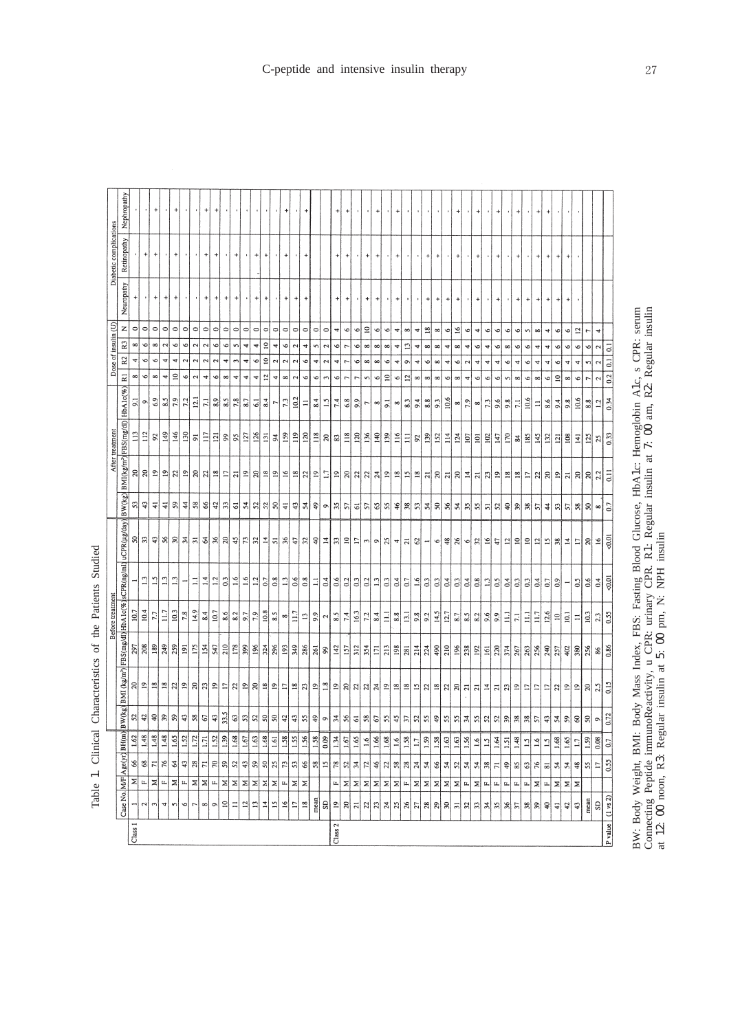Table 1 Clinical Characteristics of the Patients Studied

| | Case No. | M/F | Age(yr) | BH(m) | Before treatment | | | | | | After treatment | | | | Dose of insulin (U) | | | | Diabetic complications | | |
|---|---|---|---|---|---|---|---|---|---|---|---|---|---|---|---|---|---|---|---|---|---|
| | | | | | BW(kg) | BMI (kg/m²) | FBS(mg/dl) | HbA1c(%) | sCPR(ng/ml) | uCPR(μg/day) | BW(kg) | BMI(kg/m²) | FBS(mg/dl) | HbA1c(%) | R1 | R2 | R3 | N | Neuropathy | Retinopathy | Nephropathy |
| Class 1 | 1 | M | 66 | 1.62 | 52 | 20 | 297 | 10.7 | 1 | 50 | 53 | 20 | 113 | 9.1 | 8 | 4 | 8 | 0 | + | - | - |
| | 2 | F | 68 | 1.48 | 42 | 19 | 208 | 10.4 | 1.3 | 33 | 43 | 20 | 112 | 9 | 6 | 6 | 6 | 0 | - | + | - |
| | 3 | M | 71 | 1.48 | 40 | 18 | 189 | 7.7 | 1.5 | 43 | 41 | 19 | 92 | 6.9 | 8 | 6 | 8 | 0 | + | + | + |
| | 4 | F | 76 | 1.48 | 39 | 18 | 249 | 11.7 | 1.3 | 56 | 41 | 19 | 149 | 8.5 | 4 | 4 | 2 | 0 | + | - | - |
| | 5 | M | 64 | 1.65 | 59 | 22 | 259 | 10.3 | 1.3 | 30 | 59 | 22 | 146 | 7.9 | 10 | 4 | 6 | 0 | + | + | + |
| | 6 | F | 43 | 1.52 | 43 | 19 | 191 | 7.8 | 1 | 34 | 44 | 19 | 130 | 7.2 | 6 | 2 | 6 | 0 | - | - | - |
| | 7 | M | 28 | 1.72 | 58 | 20 | 175 | 14.9 | 1.1 | 31 | 58 | 20 | 91 | 12.1 | 2 | 2 | 2 | 0 | - | - | - |
| | 8 | M | 71 | 1.71 | 67 | 23 | 154 | 8.4 | 1.4 | 64 | 66 | 22 | 117 | 7.1 | 4 | 2 | 2 | 0 | + | + | + |
| | 9 | F | 70 | 1.52 | 43 | 19 | 547 | 10.7 | 1.2 | 36 | 42 | 18 | 121 | 8.9 | 6 | 2 | 6 | 0 | + | + | + |
| | 10 | M | 59 | 1.39 | 33.5 | 17 | 210 | 8.6 | 0.3 | 20 | 33 | 17 | 99 | 8.5 | 8 | 4 | 6 | 0 | + | - | - |
| | 11 | M | 52 | 1.68 | 63 | 22 | 178 | 8.2 | 1.6 | 45 | 61 | 21 | 95 | 7.8 | 4 | 3 | 5 | 0 | + | + | - |
| | 12 | M | 43 | 1.67 | 53 | 19 | 399 | 9.7 | 1.6 | 73 | 54 | 19 | 127 | 8.7 | 4 | 4 | 4 | 0 | - | - | - |
| | 13 | M | 59 | 1.63 | 52 | 20 | 196 | 7.9 | 1.2 | 32 | 52 | 20 | 126 | 6.1 | 4 | 6 | 4 | 0 | + | + | - |
| | 14 | M | 50 | 1.68 | 50 | 18 | 324 | 10.8 | 0.7 | 14 | 52 | 18 | 131 | 8.4 | 12 | 10 | 10 | 0 | + | + | - |
| | 15 | M | 25 | 1.61 | 50 | 19 | 296 | 8.5 | 0.8 | 51 | 50 | 19 | 94 | 7 | 4 | 2 | 4 | 0 | - | - | - |
| | 16 | F | 73 | 1.58 | 42 | 17 | 193 | 8 | 1.3 | 36 | 41 | 16 | 159 | 7.3 | 8 | 2 | 6 | 0 | + | + | + |
| | 17 | M | 53 | 1.55 | 43 | 18 | 349 | 11.7 | 0.6 | 47 | 43 | 18 | 119 | 10.2 | 2 | 2 | 2 | 0 | + | - | - |
| | 18 | M | 66 | 1.56 | 55 | 23 | 286 | 13 | 0.8 | 32 | 54 | 22 | 120 | 11 | 6 | 6 | 4 | 0 | + | + | + |
| | mean | | 58 | 1.58 | 49 | 19 | 261 | 9.9 | 1.1 | 40 | 49 | 19 | 118 | 8.4 | 6 | 4 | 5 | 0 | | | |
| | SD | | 15 | 0.09 | 9 | 1.8 | 99 | 2 | 0.4 | 14 | 9 | 1.7 | 20 | 1.5 | 3 | 2 | 2 | 0 | | | |
| Class 2 | 19 | F | 78 | 1.34 | 34 | 19 | 142 | 8.5 | 0.6 | 33 | 35 | 19 | 83 | 7.4 | 6 | 4 | 6 | 4 | + | + | + |
| | 20 | M | 52 | 1.67 | 56 | 20 | 157 | 7.4 | 0.2 | 10 | 57 | 20 | 118 | 6.8 | 7 | 7 | 7 | 6 | - | + | + |
| | 21 | M | 34 | 1.65 | 61 | 22 | 312 | 16.3 | 0.3 | 17 | 61 | 22 | 120 | 9.9 | 7 | 6 | 6 | 6 | - | - | - |
| | 22 | M | 72 | 1.6 | 58 | 22 | 354 | 7.2 | 0.2 | 3 | 57 | 22 | 136 | 7 | 5 | 6 | 6 | 10 | + | + | - |
| | 23 | M | 46 | 1.66 | 67 | 24 | 171 | 8.4 | 1.3 | 9 | 65 | 24 | 140 | 8 | 8 | 8 | 8 | 6 | + | + | + |
| | 24 | M | 22 | 1.68 | 55 | 19 | 213 | 11.1 | 0.3 | 25 | 55 | 19 | 139 | 9.1 | 10 | 6 | 8 | 6 | - | - | - |
| | 25 | M | 58 | 1.6 | 45 | 18 | 198 | 8.8 | 0.4 | 4 | 46 | 18 | 116 | 8 | 6 | 4 | 4 | 4 | + | + | + |
| | 26 | F | 28 | 1.58 | 37 | 18 | 281 | 13.1 | 0.7 | 21 | 38 | 15 | 111 | 8.3 | 12 | 9 | 13 | 8 | - | - | - |
| | 27 | M | 24 | 1.7 | 52 | 15 | 214 | 9.8 | 1.6 | 62 | 53 | 18 | 92 | 9.4 | 4 | 4 | 4 | 4 | - | - | - |
| | 28 | M | 54 | 1.59 | 55 | 22 | 224 | 9.2 | 0.3 | 1 | 54 | 21 | 139 | 8.8 | 8 | 6 | 8 | 18 | + | + | - |
| | 29 | M | 66 | 1.58 | 49 | 18 | 490 | 14.5 | 0.3 | 6 | 50 | 20 | 152 | 9.3 | 8 | 8 | 8 | 8 | + | + | - |
| | 30 | M | 54 | 1.63 | 55 | 22 | 210 | 12.7 | 0.4 | 48 | 56 | 21 | 114 | 10.6 | 6 | 4 | 4 | 6 | - | - | - |
| | 31 | M | 52 | 1.63 | 55 | 20 | 196 | 8.7 | 0.3 | 26 | 54 | 20 | 124 | 8 | 6 | 6 | 8 | 16 | + | + | + |
| | 32 | F | 54 | 1.56 | 34 | 21 | 238 | 8.5 | 0.4 | 6 | 35 | 14 | 107 | 7.9 | 4 | 2 | 4 | 6 | - | - | - |
| | 33 | M | 54 | 1.6 | 55 | 21 | 192 | 8.2 | 0.8 | 32 | 55 | 21 | 101 | 8 | 6 | 4 | 6 | 4 | + | + | + |
| | 34 | F | 38 | 1.5 | 52 | 14 | 161 | 9.6 | 1.3 | 16 | 51 | 23 | 102 | 7.3 | 6 | 4 | 4 | 6 | - | - | - |
| | 35 | F | 71 | 1.64 | 52 | 21 | 220 | 9.9 | 0.5 | 47 | 52 | 19 | 147 | 9.6 | 4 | 4 | 6 | 6 | + | + | + |
| | 36 | F | 49 | 1.51 | 39 | 23 | 374 | 11.1 | 0.4 | 12 | 40 | 18 | 170 | 9.8 | 5 | 6 | 8 | 6 | - | - | - |
| | 37 | F | 85 | 1.48 | 38 | 19 | 267 | 7.1 | 0.3 | 10 | 39 | 18 | 84 | 7.1 | 8 | 4 | 6 | 6 | + | + | + |
| | 38 | F | 63 | 1.5 | 38 | 17 | 263 | 11.1 | 0.3 | 10 | 38 | 17 | 185 | 10.6 | 6 | 6 | 6 | 5 | + | + | - |
| | 39 | M | 76 | 1.6 | 57 | 17 | 256 | 11.7 | 0.4 | 12 | 57 | 22 | 145 | 11 | 8 | 4 | 4 | 8 | + | + | + |
| | 40 | F | 81 | 1.5 | 43 | 17 | 240 | 12.6 | 0.7 | 15 | 44 | 20 | 132 | 8.6 | 6 | 4 | 4 | 4 | + | + | + |
| | 41 | M | 54 | 1.68 | 54 | 22 | 257 | 10 | 0.9 | 38 | 53 | 19 | 121 | 9.4 | 10 | 6 | 6 | 6 | + | + | - |
| | 42 | M | 54 | 1.65 | 59 | 19 | 402 | 10.1 | 1 | 14 | 57 | 21 | 108 | 9.8 | 8 | 4 | 6 | 6 | + | + | - |
| | 43 | M | 48 | 1.7 | 60 | 19 | 380 | 11 | 0.5 | 17 | 58 | 20 | 141 | 10.6 | 6 | 4 | 6 | 12 | - | - | - |
| | mean | | 55 | 1.59 | 50 | 20 | 256 | 10.3 | 0.6 | 20 | 50 | 20 | 125 | 8.8 | 7 | 5 | 6 | 7 | | | |
| | SD | | 17 | 0.08 | 9 | 2.5 | 86 | 2.3 | 0.4 | 16 | 8 | 2.2 | 25 | 1.2 | 2 | 2 | 2 | 4 | | | |
| P value | (1 vs 2) | | 0.55 | 0.7 | 0.72 | 0.15 | 0.86 | 0.55 | <0.01 | <0.01 | 0.7 | 0.11 | 0.33 | 0.34 | 0.2 | 0.1 | 0.1 | | | | |

BW: Body Weight, BMI: Body Mass Index, FBS: Fasting Blood Glucose, HbA1c: Hemoglobin A1c, s CPR: serum Connecting Peptide immunoReactivity, u CPR: urinary CPR. R1: Regular insulin at 7:00 am, R2: Regular insulin at 12:00 noon, R3: Regular insulin at 5:00 pm, N: NPH insulin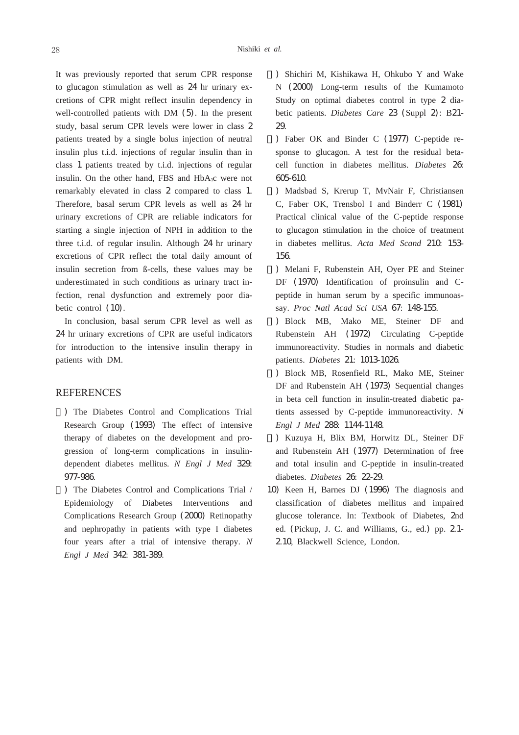It was previously reported that serum CPR response to glucagon stimulation as well as 24 hr urinary excretions of CPR might reflect insulin dependency in well-controlled patients with DM (5). In the present study, basal serum CPR levels were lower in class 2 patients treated by a single bolus injection of neutral insulin plus t.i.d. injections of regular insulin than in class 1 patients treated by t.i.d. injections of regular insulin. On the other hand, FBS and $HbA_1c$ were not remarkably elevated in class 2 compared to class 1. Therefore, basal serum CPR levels as well as 24 hr urinary excretions of CPR are reliable indicators for starting a single injection of NPH in addition to the three t.i.d. of regular insulin. Although 24 hr urinary excretions of CPR reflect the total daily amount of insulin secretion from ß-cells, these values may be underestimated in such conditions as urinary tract infection, renal dysfunction and extremely poor diabetic control (10).

In conclusion, basal serum CPR level as well as 24 hr urinary excretions of CPR are useful indicators for introduction to the intensive insulin therapy in patients with DM.

## REFERENCES

1) The Diabetes Control and Complications Trial Research Group (1993) The effect of intensive therapy of diabetes on the development and progression of long-term complications in insulin-dependent diabetes mellitus. *N Engl J Med* 329: 977-986.

2) The Diabetes Control and Complications Trial / Epidemiology of Diabetes Interventions and Complications Research Group (2000) Retinopathy and nephropathy in patients with type I diabetes four years after a trial of intensive therapy. *N Engl J Med* 342: 381-389.

3) Shichiri M, Kishikawa H, Ohkubo Y and Wake N (2000) Long-term results of the Kumamoto Study on optimal diabetes control in type 2 diabetic patients. *Diabetes Care* 23 (Suppl 2): B21-29.

4) Faber OK and Binder C (1977) C-peptide response to glucagon. A test for the residual beta-cell function in diabetes mellitus. *Diabetes* 26: 605-610.

5) Madsbad S, Krerup T, MvNair F, Christiansen C, Faber OK, Trensbol I and Binderr C (1981) Practical clinical value of the C-peptide response to glucagon stimulation in the choice of treatment in diabetes mellitus. *Acta Med Scand* 210: 153-156.

6) Melani F, Rubenstein AH, Oyer PE and Steiner DF (1970) Identification of proinsulin and C-peptide in human serum by a specific immunoassay. *Proc Natl Acad Sci USA* 67: 148-155.

7) Block MB, Mako ME, Steiner DF and Rubenstein AH (1972) Circulating C-peptide immunoreactivity. Studies in normals and diabetic patients. *Diabetes* 21: 1013-1026.

8) Block MB, Rosenfield RL, Mako ME, Steiner DF and Rubenstein AH (1973) Sequential changes in beta cell function in insulin-treated diabetic patients assessed by C-peptide immunoreactivity. *N Engl J Med* 288: 1144-1148.

9) Kuzuya H, Blix BM, Horwitz DL, Steiner DF and Rubenstein AH (1977) Determination of free and total insulin and C-peptide in insulin-treated diabetes. *Diabetes* 26: 22-29.

10) Keen H, Barnes DJ (1996) The diagnosis and classification of diabetes mellitus and impaired glucose tolerance. In: Textbook of Diabetes, 2nd ed. (Pickup, J. C. and Williams, G., ed.) pp. 2.1-2.10, Blackwell Science, London.